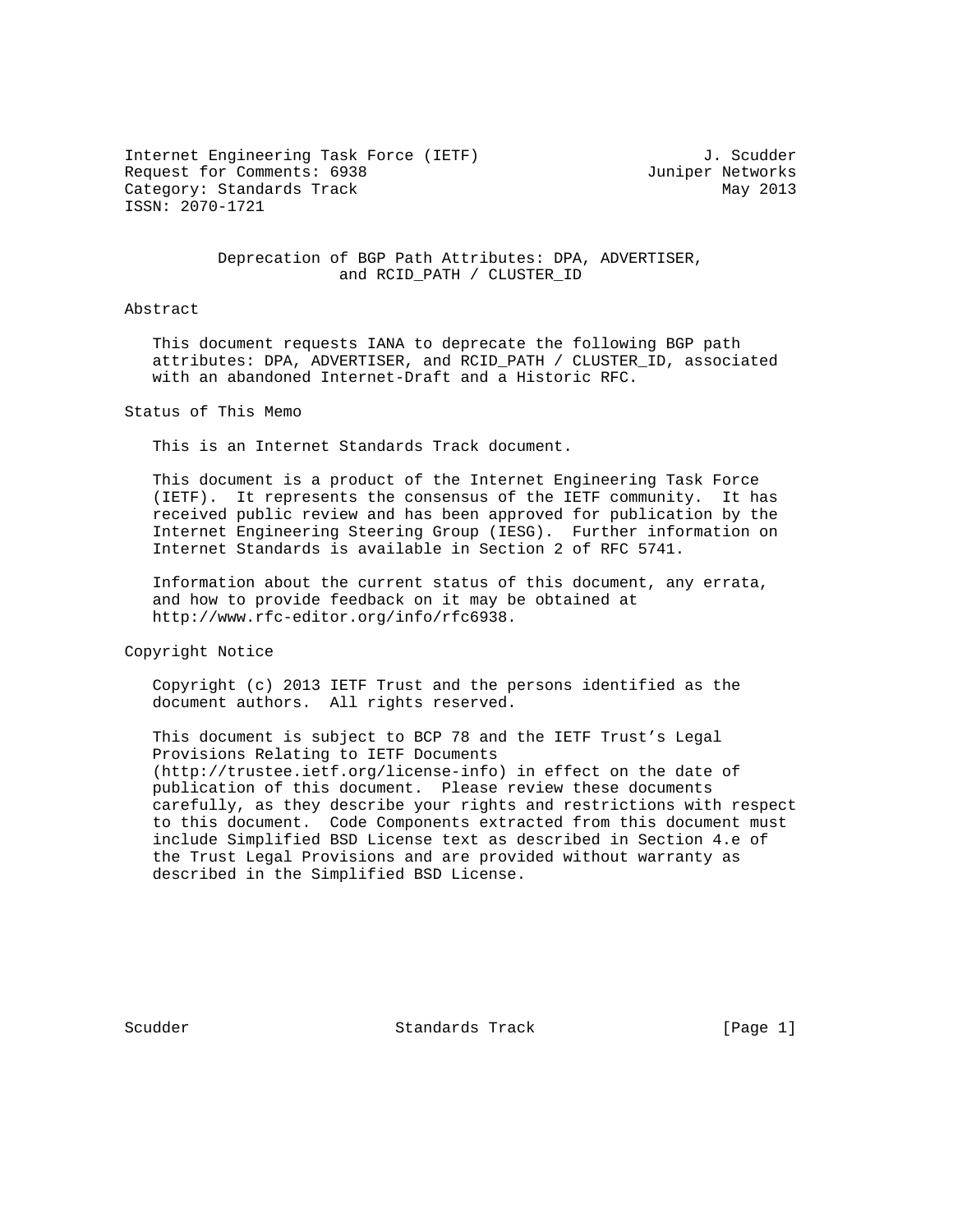Internet Engineering Task Force (IETF) J. Scudder
Request for Comments: 6938 Juniper Networks
Category: Standards Track May 2013
ISSN: 2070-1721

# Deprecation of BGP Path Attributes: DPA, ADVERTISER, and RCID_PATH / CLUSTER_ID

## Abstract

This document requests IANA to deprecate the following BGP path attributes: DPA, ADVERTISER, and RCID_PATH / CLUSTER_ID, associated with an abandoned Internet-Draft and a Historic RFC.

## Status of This Memo

This is an Internet Standards Track document.

This document is a product of the Internet Engineering Task Force (IETF). It represents the consensus of the IETF community. It has received public review and has been approved for publication by the Internet Engineering Steering Group (IESG). Further information on Internet Standards is available in Section 2 of RFC 5741.

Information about the current status of this document, any errata, and how to provide feedback on it may be obtained at http://www.rfc-editor.org/info/rfc6938.

## Copyright Notice

Copyright (c) 2013 IETF Trust and the persons identified as the document authors. All rights reserved.

This document is subject to BCP 78 and the IETF Trust's Legal Provisions Relating to IETF Documents (http://trustee.ietf.org/license-info) in effect on the date of publication of this document. Please review these documents carefully, as they describe your rights and restrictions with respect to this document. Code Components extracted from this document must include Simplified BSD License text as described in Section 4.e of the Trust Legal Provisions and are provided without warranty as described in the Simplified BSD License.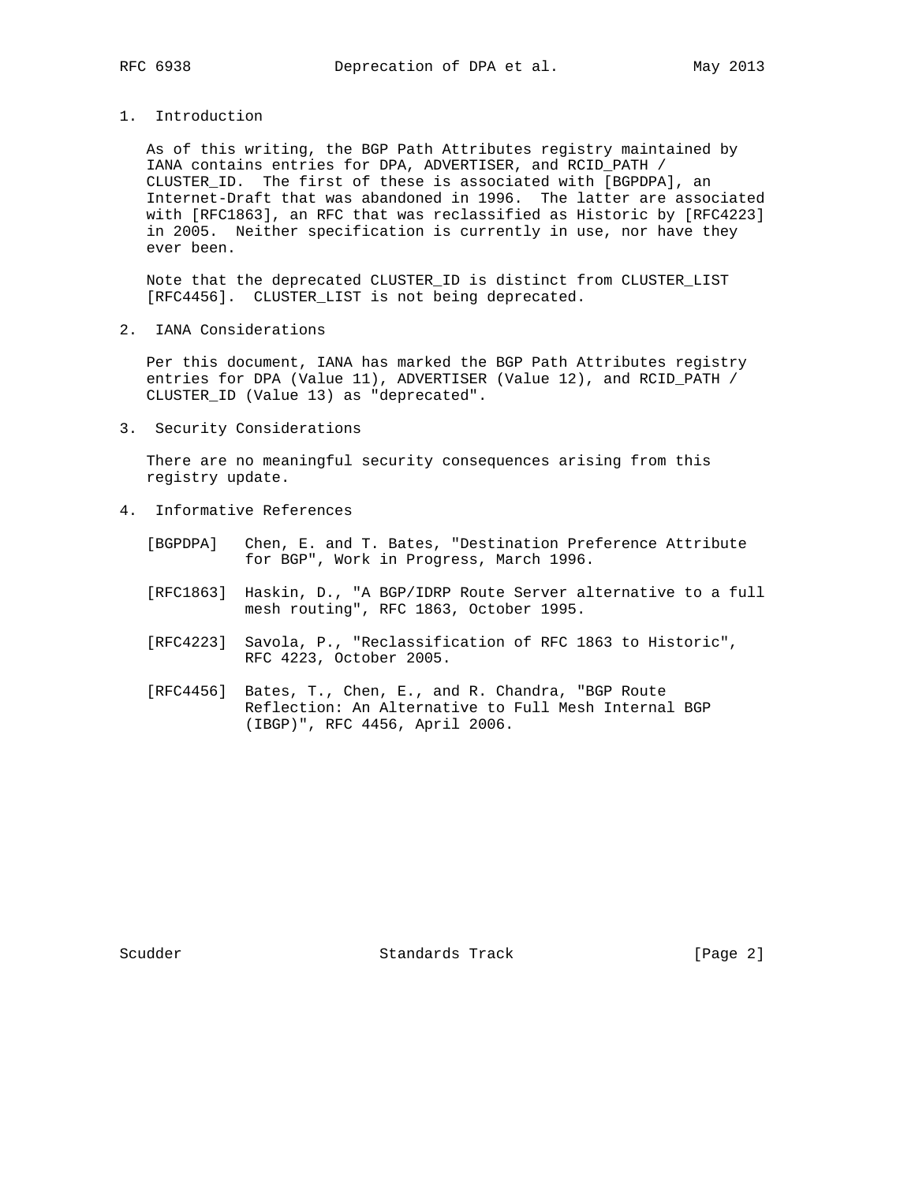## 1. Introduction

As of this writing, the BGP Path Attributes registry maintained by IANA contains entries for DPA, ADVERTISER, and RCID_PATH / CLUSTER_ID. The first of these is associated with [BGPDPA], an Internet-Draft that was abandoned in 1996. The latter are associated with [RFC1863], an RFC that was reclassified as Historic by [RFC4223] in 2005. Neither specification is currently in use, nor have they ever been.

Note that the deprecated CLUSTER_ID is distinct from CLUSTER_LIST [RFC4456]. CLUSTER_LIST is not being deprecated.

## 2. IANA Considerations

Per this document, IANA has marked the BGP Path Attributes registry entries for DPA (Value 11), ADVERTISER (Value 12), and RCID_PATH / CLUSTER_ID (Value 13) as "deprecated".

## 3. Security Considerations

There are no meaningful security consequences arising from this registry update.

## 4. Informative References

[BGPDPA] Chen, E. and T. Bates, "Destination Preference Attribute for BGP", Work in Progress, March 1996.

[RFC1863] Haskin, D., "A BGP/IDRP Route Server alternative to a full mesh routing", RFC 1863, October 1995.

[RFC4223] Savola, P., "Reclassification of RFC 1863 to Historic", RFC 4223, October 2005.

[RFC4456] Bates, T., Chen, E., and R. Chandra, "BGP Route Reflection: An Alternative to Full Mesh Internal BGP (IBGP)", RFC 4456, April 2006.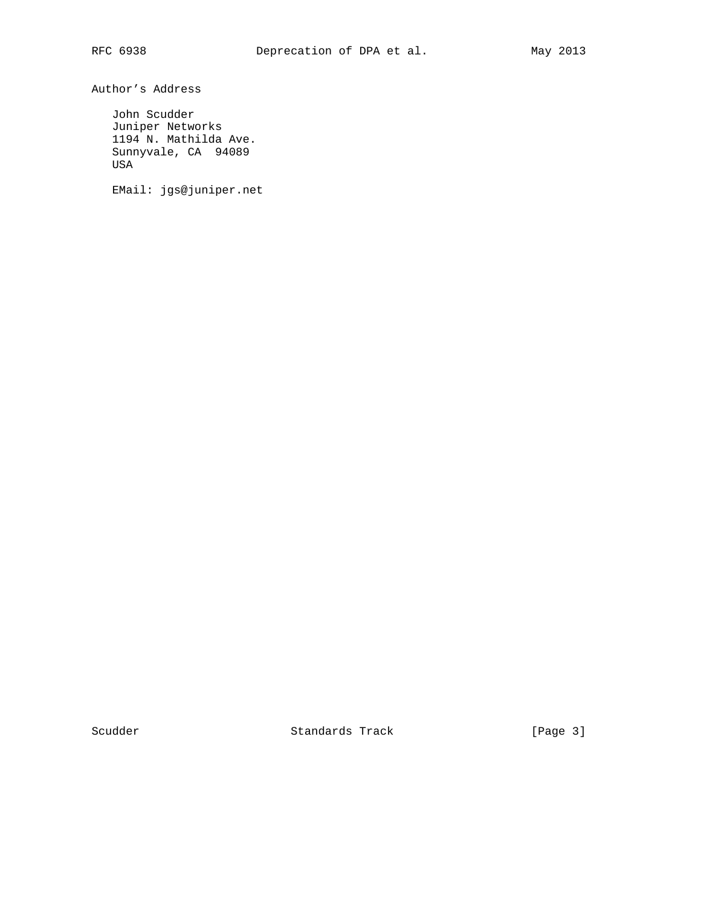## Author's Address

John Scudder
Juniper Networks
1194 N. Mathilda Ave.
Sunnyvale, CA 94089
USA

EMail: jgs@juniper.net